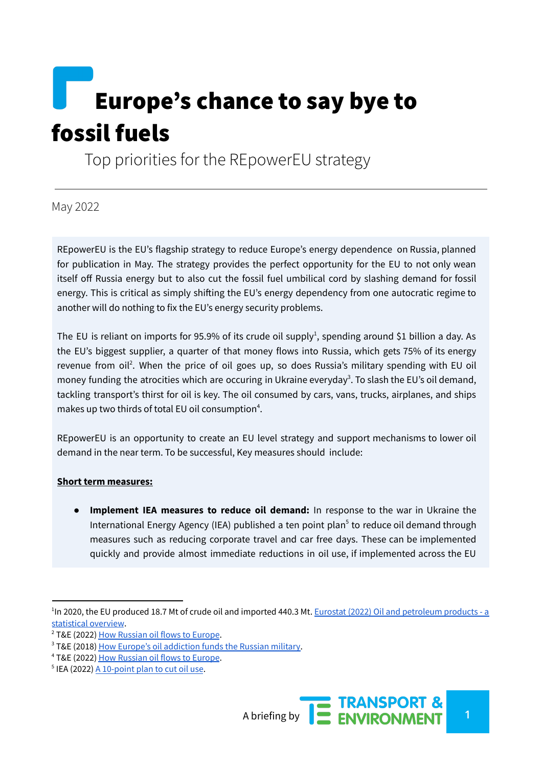# Europe's chance to say bye to fossil fuels

Top priorities for the REpowerEU strategy

May 2022

REpowerEU is the EU's flagship strategy to reduce Europe's energy dependence on Russia, planned for publication in May. The strategy provides the perfect opportunity for the EU to not only wean itself off Russia energy but to also cut the fossil fuel umbilical cord by slashing demand for fossil energy. This is critical as simply shifting the EU's energy dependency from one autocratic regime to another will do nothing to fix the EU's energy security problems.

The EU is reliant on imports for 95.9% of its crude oil supply[1], spending around $1 billion a day. As the EU's biggest supplier, a quarter of that money flows into Russia, which gets 75% of its energy revenue from oil[2]. When the price of oil goes up, so does Russia's military spending with EU oil money funding the atrocities which are occuring in Ukraine everyday[3]. To slash the EU's oil demand, tackling transport's thirst for oil is key. The oil consumed by cars, vans, trucks, airplanes, and ships makes up two thirds of total EU oil consumption[4].

REpowerEU is an opportunity to create an EU level strategy and support mechanisms to lower oil demand in the near term. To be successful, Key measures should include:

**Short term measures:**

- **Implement IEA measures to reduce oil demand:** In response to the war in Ukraine the International Energy Agency (IEA) published a ten point plan[5] to reduce oil demand through measures such as reducing corporate travel and car free days. These can be implemented quickly and provide almost immediate reductions in oil use, if implemented across the EU

---

[1] In 2020, the EU produced 18.7 Mt of crude oil and imported 440.3 Mt. [Eurostat (2022) Oil and petroleum products - a statistical overview](#).

[2] T&E (2022) [How Russian oil flows to Europe](#).

[3] T&E (2018) [How Europe's oil addiction funds the Russian military](#).

[4] T&E (2022) [How Russian oil flows to Europe](#).

[5] IEA (2022) [A 10-point plan to cut oil use](#).

A briefing by TRANSPORT & ENVIRONMENT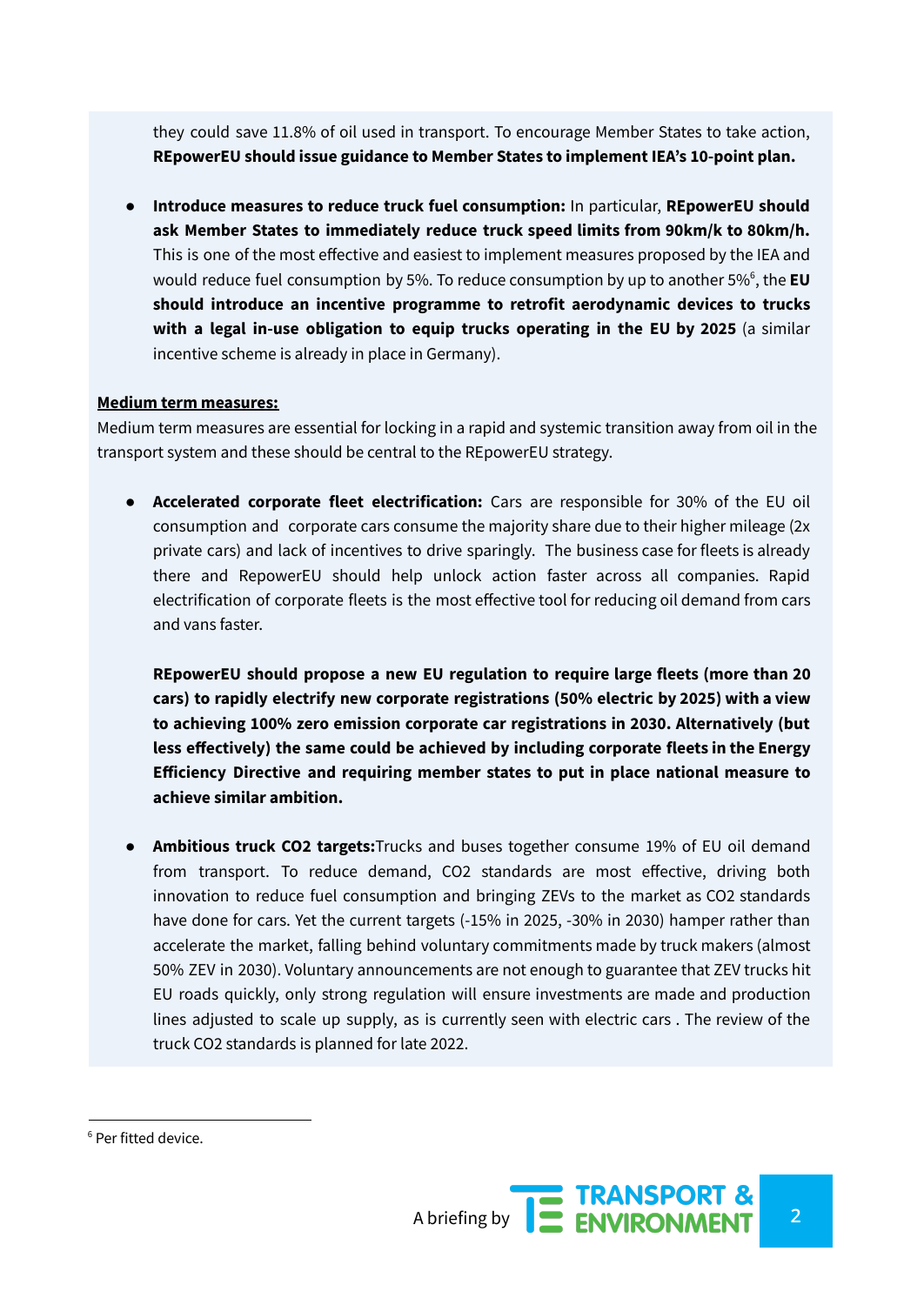they could save 11.8% of oil used in transport. To encourage Member States to take action, **REpowerEU should issue guidance to Member States to implement IEA's 10-point plan.**

- **Introduce measures to reduce truck fuel consumption:** In particular, **REpowerEU should ask Member States to immediately reduce truck speed limits from 90km/k to 80km/h.** This is one of the most effective and easiest to implement measures proposed by the IEA and would reduce fuel consumption by 5%. To reduce consumption by up to another 5%[6], the **EU should introduce an incentive programme to retrofit aerodynamic devices to trucks with a legal in-use obligation to equip trucks operating in the EU by 2025** (a similar incentive scheme is already in place in Germany).

**Medium term measures:**

Medium term measures are essential for locking in a rapid and systemic transition away from oil in the transport system and these should be central to the REpowerEU strategy.

- **Accelerated corporate fleet electrification:** Cars are responsible for 30% of the EU oil consumption and corporate cars consume the majority share due to their higher mileage (2x private cars) and lack of incentives to drive sparingly. The business case for fleets is already there and RepowerEU should help unlock action faster across all companies. Rapid electrification of corporate fleets is the most effective tool for reducing oil demand from cars and vans faster.

  **REpowerEU should propose a new EU regulation to require large fleets (more than 20 cars) to rapidly electrify new corporate registrations (50% electric by 2025) with a view to achieving 100% zero emission corporate car registrations in 2030. Alternatively (but less effectively) the same could be achieved by including corporate fleets in the Energy Efficiency Directive and requiring member states to put in place national measure to achieve similar ambition.**

- **Ambitious truck $CO_2$ targets:** Trucks and buses together consume 19% of EU oil demand from transport. To reduce demand, $CO_2$ standards are most effective, driving both innovation to reduce fuel consumption and bringing ZEVs to the market as $CO_2$ standards have done for cars. Yet the current targets (-15% in 2025, -30% in 2030) hamper rather than accelerate the market, falling behind voluntary commitments made by truck makers (almost 50% ZEV in 2030). Voluntary announcements are not enough to guarantee that ZEV trucks hit EU roads quickly, only strong regulation will ensure investments are made and production lines adjusted to scale up supply, as is currently seen with electric cars . The review of the truck $CO_2$ standards is planned for late 2022.

---

[6] Per fitted device.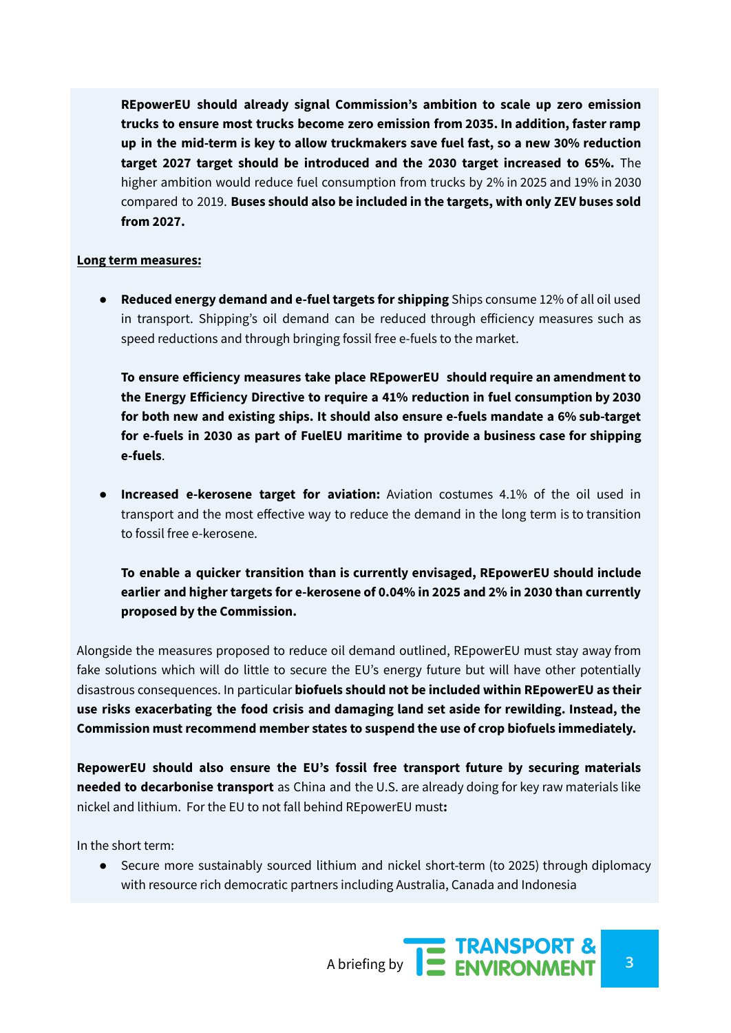**REpowerEU should already signal Commission's ambition to scale up zero emission trucks to ensure most trucks become zero emission from 2035. In addition, faster ramp up in the mid-term is key to allow truckmakers save fuel fast, so a new 30% reduction target 2027 target should be introduced and the 2030 target increased to 65%.** The higher ambition would reduce fuel consumption from trucks by 2% in 2025 and 19% in 2030 compared to 2019. **Buses should also be included in the targets, with only ZEV buses sold from 2027.**

**Long term measures:**

- **Reduced energy demand and e-fuel targets for shipping** Ships consume 12% of all oil used in transport. Shipping's oil demand can be reduced through efficiency measures such as speed reductions and through bringing fossil free e-fuels to the market.

  **To ensure efficiency measures take place REpowerEU should require an amendment to the Energy Efficiency Directive to require a 41% reduction in fuel consumption by 2030 for both new and existing ships. It should also ensure e-fuels mandate a 6% sub-target for e-fuels in 2030 as part of FuelEU maritime to provide a business case for shipping e-fuels**.

- **Increased e-kerosene target for aviation:** Aviation costumes 4.1% of the oil used in transport and the most effective way to reduce the demand in the long term is to transition to fossil free e-kerosene.

  **To enable a quicker transition than is currently envisaged, REpowerEU should include earlier and higher targets for e-kerosene of 0.04% in 2025 and 2% in 2030 than currently proposed by the Commission.**

Alongside the measures proposed to reduce oil demand outlined, REpowerEU must stay away from fake solutions which will do little to secure the EU's energy future but will have other potentially disastrous consequences. In particular **biofuels should not be included within REpowerEU as their use risks exacerbating the food crisis and damaging land set aside for rewilding. Instead, the Commission must recommend member states to suspend the use of crop biofuels immediately.**

**RepowerEU should also ensure the EU's fossil free transport future by securing materials needed to decarbonise transport** as China and the U.S. are already doing for key raw materials like nickel and lithium. For the EU to not fall behind REpowerEU must**:**

In the short term:

- Secure more sustainably sourced lithium and nickel short-term (to 2025) through diplomacy with resource rich democratic partners including Australia, Canada and Indonesia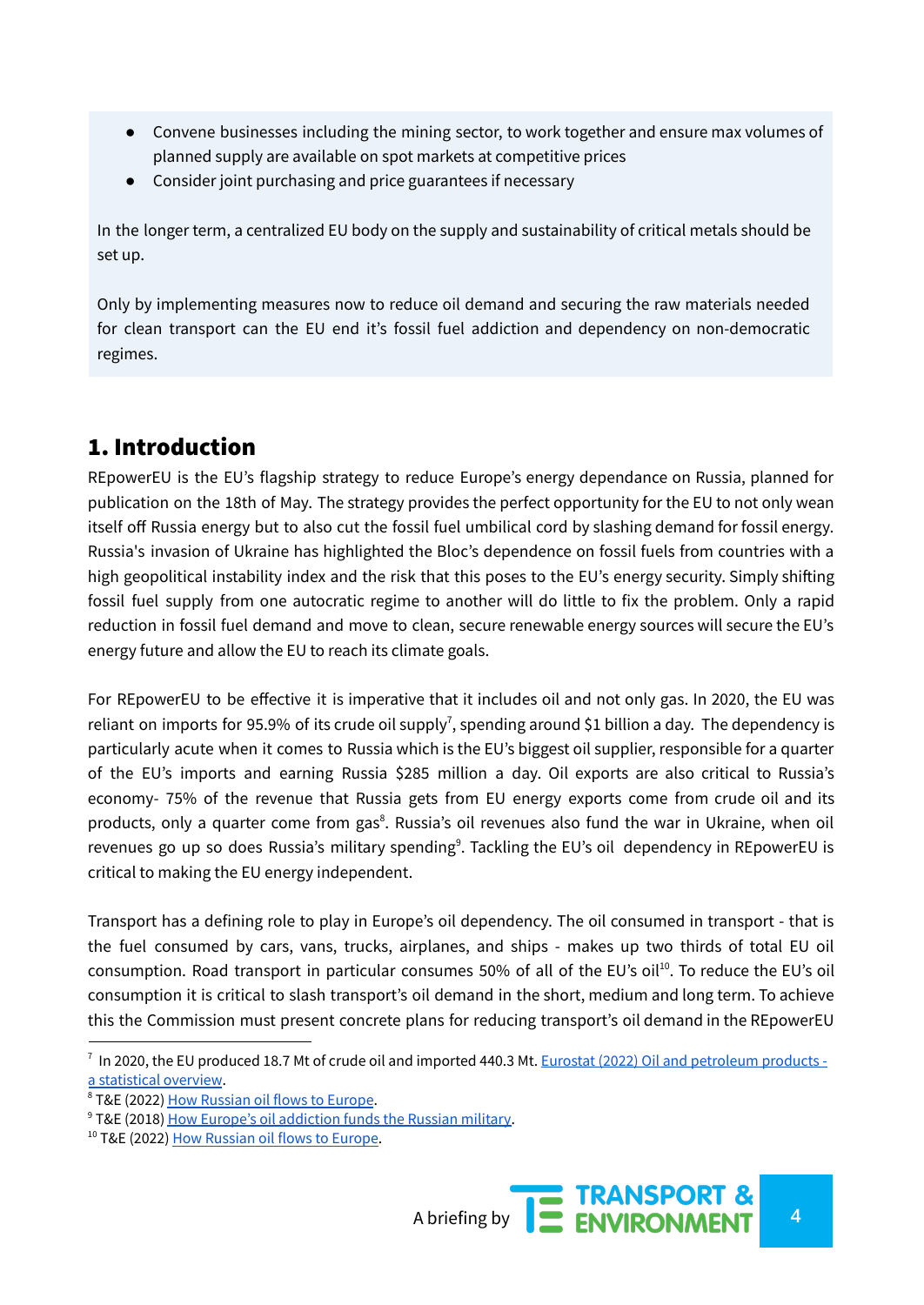- Convene businesses including the mining sector, to work together and ensure max volumes of planned supply are available on spot markets at competitive prices
- Consider joint purchasing and price guarantees if necessary

In the longer term, a centralized EU body on the supply and sustainability of critical metals should be set up.

Only by implementing measures now to reduce oil demand and securing the raw materials needed for clean transport can the EU end it's fossil fuel addiction and dependency on non-democratic regimes.

## 1. Introduction

REpowerEU is the EU's flagship strategy to reduce Europe's energy dependance on Russia, planned for publication on the 18th of May. The strategy provides the perfect opportunity for the EU to not only wean itself off Russia energy but to also cut the fossil fuel umbilical cord by slashing demand for fossil energy. Russia's invasion of Ukraine has highlighted the Bloc's dependence on fossil fuels from countries with a high geopolitical instability index and the risk that this poses to the EU's energy security. Simply shifting fossil fuel supply from one autocratic regime to another will do little to fix the problem. Only a rapid reduction in fossil fuel demand and move to clean, secure renewable energy sources will secure the EU's energy future and allow the EU to reach its climate goals.

For REpowerEU to be effective it is imperative that it includes oil and not only gas. In 2020, the EU was reliant on imports for 95.9% of its crude oil supply[7], spending around $1 billion a day. The dependency is particularly acute when it comes to Russia which is the EU's biggest oil supplier, responsible for a quarter of the EU's imports and earning Russia $285 million a day. Oil exports are also critical to Russia's economy- 75% of the revenue that Russia gets from EU energy exports come from crude oil and its products, only a quarter come from gas[8]. Russia's oil revenues also fund the war in Ukraine, when oil revenues go up so does Russia's military spending[9]. Tackling the EU's oil dependency in REpowerEU is critical to making the EU energy independent.

Transport has a defining role to play in Europe's oil dependency. The oil consumed in transport - that is the fuel consumed by cars, vans, trucks, airplanes, and ships - makes up two thirds of total EU oil consumption. Road transport in particular consumes 50% of all of the EU's oil[10]. To reduce the EU's oil consumption it is critical to slash transport's oil demand in the short, medium and long term. To achieve this the Commission must present concrete plans for reducing transport's oil demand in the REpowerEU

---

[7] In 2020, the EU produced 18.7 Mt of crude oil and imported 440.3 Mt. Eurostat (2022) Oil and petroleum products - a statistical overview.

[8] T&E (2022) How Russian oil flows to Europe.

[9] T&E (2018) How Europe's oil addiction funds the Russian military.

[10] T&E (2022) How Russian oil flows to Europe.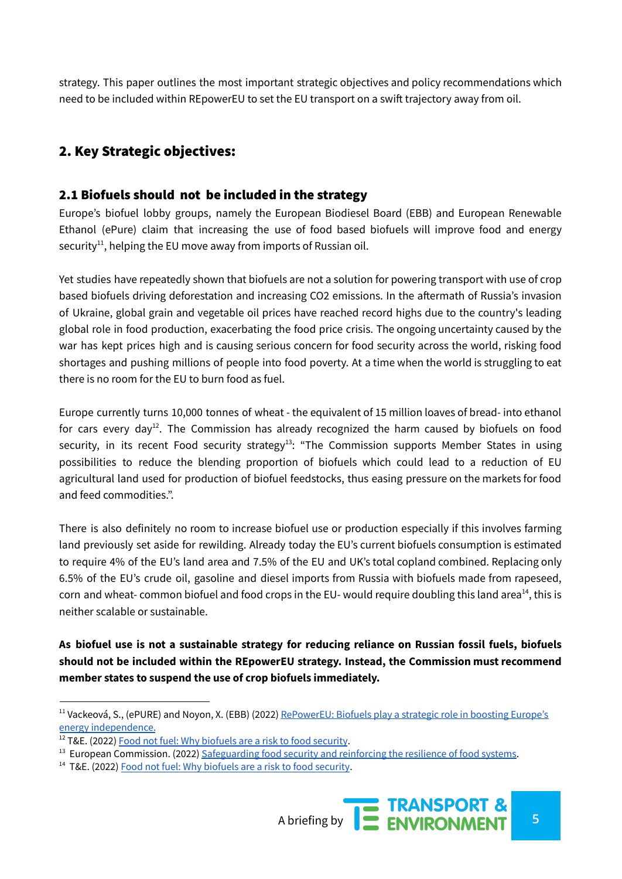strategy. This paper outlines the most important strategic objectives and policy recommendations which need to be included within REpowerEU to set the EU transport on a swift trajectory away from oil.

## 2. Key Strategic objectives:

### 2.1 Biofuels should not be included in the strategy

Europe's biofuel lobby groups, namely the European Biodiesel Board (EBB) and European Renewable Ethanol (ePure) claim that increasing the use of food based biofuels will improve food and energy security[11], helping the EU move away from imports of Russian oil.

Yet studies have repeatedly shown that biofuels are not a solution for powering transport with use of crop based biofuels driving deforestation and increasing CO2 emissions. In the aftermath of Russia's invasion of Ukraine, global grain and vegetable oil prices have reached record highs due to the country's leading global role in food production, exacerbating the food price crisis. The ongoing uncertainty caused by the war has kept prices high and is causing serious concern for food security across the world, risking food shortages and pushing millions of people into food poverty. At a time when the world is struggling to eat there is no room for the EU to burn food as fuel.

Europe currently turns 10,000 tonnes of wheat - the equivalent of 15 million loaves of bread- into ethanol for cars every day[12]. The Commission has already recognized the harm caused by biofuels on food security, in its recent Food security strategy[13]: "The Commission supports Member States in using possibilities to reduce the blending proportion of biofuels which could lead to a reduction of EU agricultural land used for production of biofuel feedstocks, thus easing pressure on the markets for food and feed commodities.".

There is also definitely no room to increase biofuel use or production especially if this involves farming land previously set aside for rewilding. Already today the EU's current biofuels consumption is estimated to require 4% of the EU's land area and 7.5% of the EU and UK's total copland combined. Replacing only 6.5% of the EU's crude oil, gasoline and diesel imports from Russia with biofuels made from rapeseed, corn and wheat- common biofuel and food crops in the EU- would require doubling this land area[14], this is neither scalable or sustainable.

**As biofuel use is not a sustainable strategy for reducing reliance on Russian fossil fuels, biofuels should not be included within the REpowerEU strategy. Instead, the Commission must recommend member states to suspend the use of crop biofuels immediately.**

---

[11] Vackeová, S., (ePURE) and Noyon, X. (EBB) (2022) RePowerEU: Biofuels play a strategic role in boosting Europe's energy independence.

[12] T&E. (2022) Food not fuel: Why biofuels are a risk to food security.

[13] European Commission. (2022) Safeguarding food security and reinforcing the resilience of food systems.

[14] T&E. (2022) Food not fuel: Why biofuels are a risk to food security.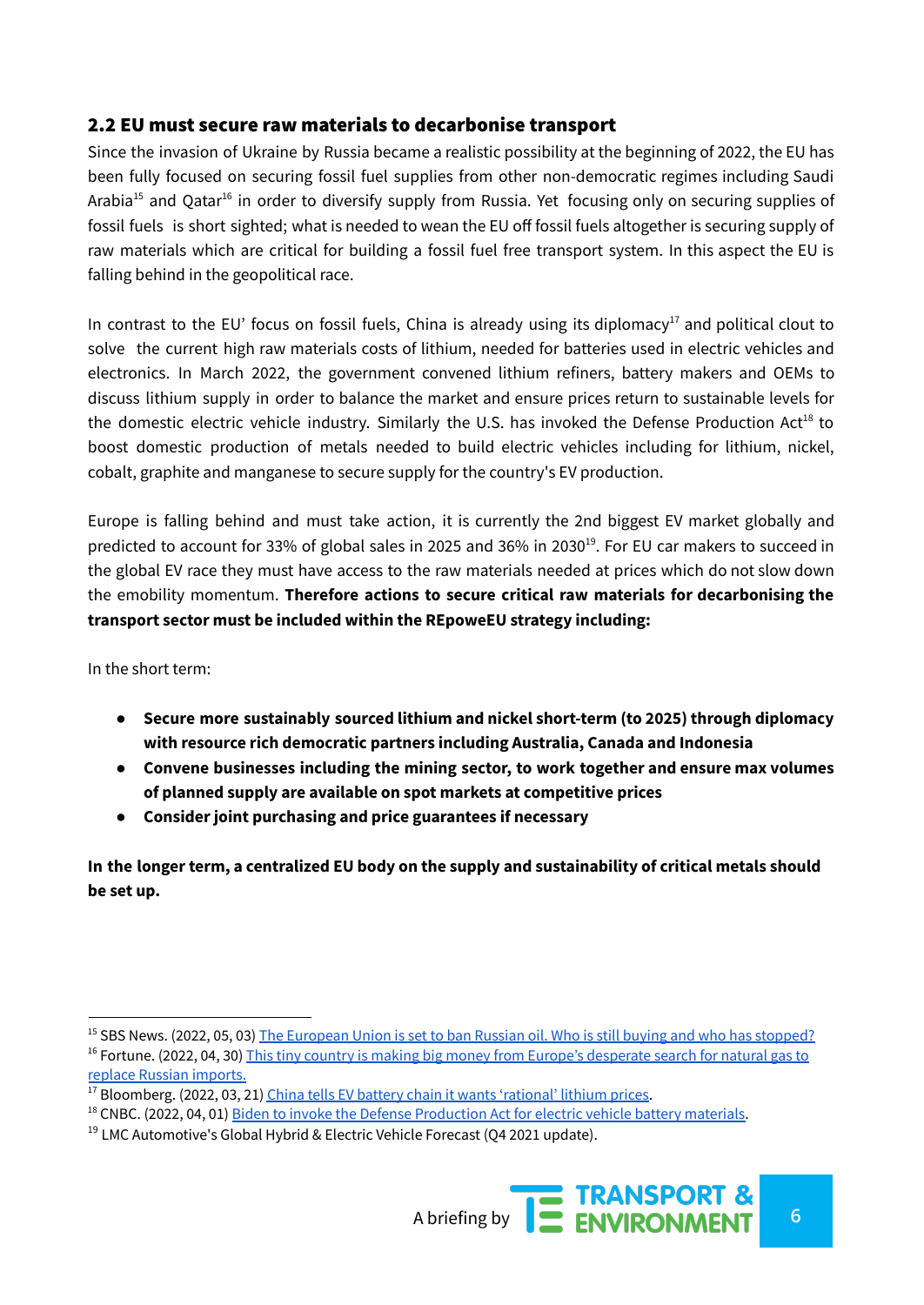## 2.2 EU must secure raw materials to decarbonise transport

Since the invasion of Ukraine by Russia became a realistic possibility at the beginning of 2022, the EU has been fully focused on securing fossil fuel supplies from other non-democratic regimes including Saudi Arabia[15] and Qatar[16] in order to diversify supply from Russia. Yet focusing only on securing supplies of fossil fuels is short sighted; what is needed to wean the EU off fossil fuels altogether is securing supply of raw materials which are critical for building a fossil fuel free transport system. In this aspect the EU is falling behind in the geopolitical race.

In contrast to the EU' focus on fossil fuels, China is already using its diplomacy[17] and political clout to solve the current high raw materials costs of lithium, needed for batteries used in electric vehicles and electronics. In March 2022, the government convened lithium refiners, battery makers and OEMs to discuss lithium supply in order to balance the market and ensure prices return to sustainable levels for the domestic electric vehicle industry. Similarly the U.S. has invoked the Defense Production Act[18] to boost domestic production of metals needed to build electric vehicles including for lithium, nickel, cobalt, graphite and manganese to secure supply for the country's EV production.

Europe is falling behind and must take action, it is currently the 2nd biggest EV market globally and predicted to account for 33% of global sales in 2025 and 36% in 2030[19]. For EU car makers to succeed in the global EV race they must have access to the raw materials needed at prices which do not slow down the emobility momentum. **Therefore actions to secure critical raw materials for decarbonising the transport sector must be included within the REpoweEU strategy including:**

In the short term:

- **Secure more sustainably sourced lithium and nickel short-term (to 2025) through diplomacy with resource rich democratic partners including Australia, Canada and Indonesia**
- **Convene businesses including the mining sector, to work together and ensure max volumes of planned supply are available on spot markets at competitive prices**
- **Consider joint purchasing and price guarantees if necessary**

**In the longer term, a centralized EU body on the supply and sustainability of critical metals should be set up.**

---

[15] SBS News. (2022, 05, 03) The European Union is set to ban Russian oil. Who is still buying and who has stopped?

[16] Fortune. (2022, 04, 30) This tiny country is making big money from Europe's desperate search for natural gas to replace Russian imports.

[17] Bloomberg. (2022, 03, 21) China tells EV battery chain it wants 'rational' lithium prices.

[18] CNBC. (2022, 04, 01) Biden to invoke the Defense Production Act for electric vehicle battery materials.

[19] LMC Automotive's Global Hybrid & Electric Vehicle Forecast (Q4 2021 update).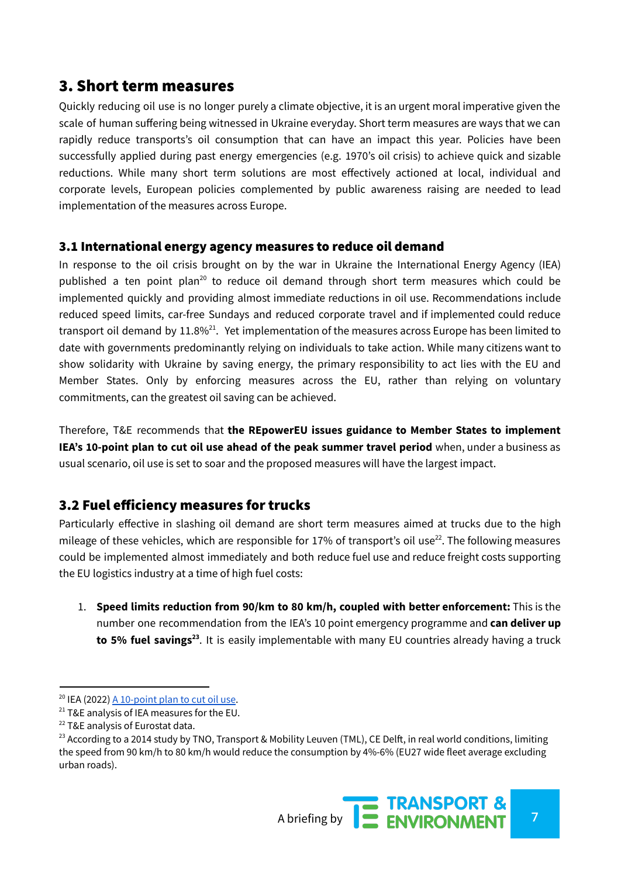## 3. Short term measures

Quickly reducing oil use is no longer purely a climate objective, it is an urgent moral imperative given the scale of human suffering being witnessed in Ukraine everyday. Short term measures are ways that we can rapidly reduce transports's oil consumption that can have an impact this year. Policies have been successfully applied during past energy emergencies (e.g. 1970's oil crisis) to achieve quick and sizable reductions. While many short term solutions are most effectively actioned at local, individual and corporate levels, European policies complemented by public awareness raising are needed to lead implementation of the measures across Europe.

### 3.1 International energy agency measures to reduce oil demand

In response to the oil crisis brought on by the war in Ukraine the International Energy Agency (IEA) published a ten point plan[20] to reduce oil demand through short term measures which could be implemented quickly and providing almost immediate reductions in oil use. Recommendations include reduced speed limits, car-free Sundays and reduced corporate travel and if implemented could reduce transport oil demand by 11.8%[21]. Yet implementation of the measures across Europe has been limited to date with governments predominantly relying on individuals to take action. While many citizens want to show solidarity with Ukraine by saving energy, the primary responsibility to act lies with the EU and Member States. Only by enforcing measures across the EU, rather than relying on voluntary commitments, can the greatest oil saving can be achieved.

Therefore, T&E recommends that **the REpowerEU issues guidance to Member States to implement IEA's 10-point plan to cut oil use ahead of the peak summer travel period** when, under a business as usual scenario, oil use is set to soar and the proposed measures will have the largest impact.

### 3.2 Fuel efficiency measures for trucks

Particularly effective in slashing oil demand are short term measures aimed at trucks due to the high mileage of these vehicles, which are responsible for 17% of transport's oil use[22]. The following measures could be implemented almost immediately and both reduce fuel use and reduce freight costs supporting the EU logistics industry at a time of high fuel costs:

1. **Speed limits reduction from 90/km to 80 km/h, coupled with better enforcement:** This is the number one recommendation from the IEA's 10 point emergency programme and **can deliver up to 5% fuel savings[23]**. It is easily implementable with many EU countries already having a truck

---

[20] IEA (2022) A 10-point plan to cut oil use.

[21] T&E analysis of IEA measures for the EU.

[22] T&E analysis of Eurostat data.

[23] According to a 2014 study by TNO, Transport & Mobility Leuven (TML), CE Delft, in real world conditions, limiting the speed from 90 km/h to 80 km/h would reduce the consumption by 4%-6% (EU27 wide fleet average excluding urban roads).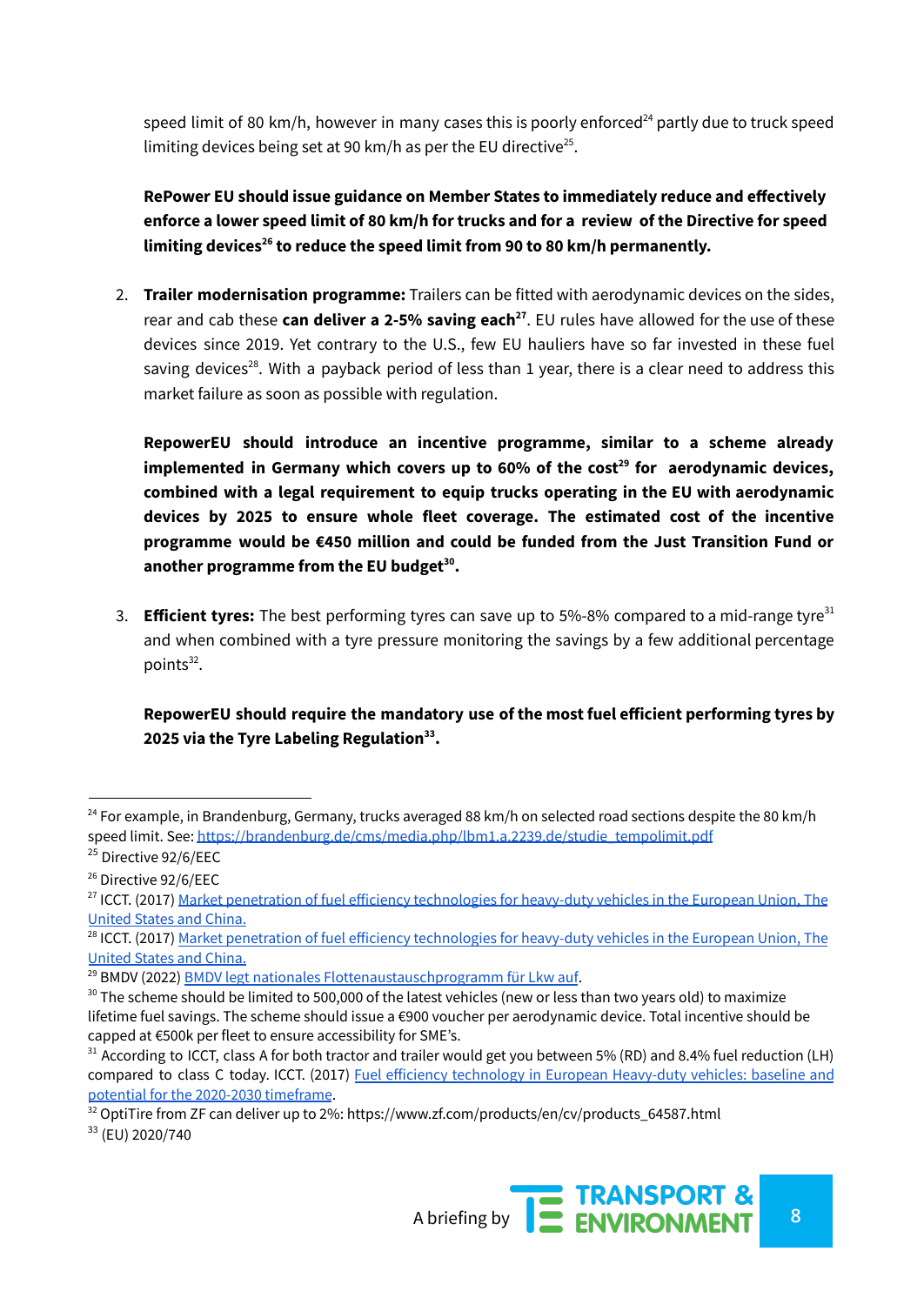speed limit of 80 km/h, however in many cases this is poorly enforced[24] partly due to truck speed limiting devices being set at 90 km/h as per the EU directive[25].

**RePower EU should issue guidance on Member States to immediately reduce and effectively enforce a lower speed limit of 80 km/h for trucks and for a review of the Directive for speed limiting devices[26] to reduce the speed limit from 90 to 80 km/h permanently.**

2. **Trailer modernisation programme:** Trailers can be fitted with aerodynamic devices on the sides, rear and cab these **can deliver a 2-5% saving each[27]**. EU rules have allowed for the use of these devices since 2019. Yet contrary to the U.S., few EU hauliers have so far invested in these fuel saving devices[28]. With a payback period of less than 1 year, there is a clear need to address this market failure as soon as possible with regulation.

   **RepowerEU should introduce an incentive programme, similar to a scheme already implemented in Germany which covers up to 60% of the cost[29] for aerodynamic devices, combined with a legal requirement to equip trucks operating in the EU with aerodynamic devices by 2025 to ensure whole fleet coverage. The estimated cost of the incentive programme would be €450 million and could be funded from the Just Transition Fund or another programme from the EU budget[30].**

3. **Efficient tyres:** The best performing tyres can save up to 5%-8% compared to a mid-range tyre[31] and when combined with a tyre pressure monitoring the savings by a few additional percentage points[32].

   **RepowerEU should require the mandatory use of the most fuel efficient performing tyres by 2025 via the Tyre Labeling Regulation[33].**

---

[24] For example, in Brandenburg, Germany, trucks averaged 88 km/h on selected road sections despite the 80 km/h speed limit. See: [https://brandenburg.de/cms/media.php/lbm1.a.2239.de/studie_tempolimit.pdf](https://brandenburg.de/cms/media.php/lbm1.a.2239.de/studie_tempolimit.pdf)

[25] Directive 92/6/EEC

[26] Directive 92/6/EEC

[27] ICCT. (2017) Market penetration of fuel efficiency technologies for heavy-duty vehicles in the European Union, The United States and China.

[28] ICCT. (2017) Market penetration of fuel efficiency technologies for heavy-duty vehicles in the European Union, The United States and China.

[29] BMDV (2022) BMDV legt nationales Flottenaustauschprogramm für Lkw auf.

[30] The scheme should be limited to 500,000 of the latest vehicles (new or less than two years old) to maximize lifetime fuel savings. The scheme should issue a €900 voucher per aerodynamic device. Total incentive should be capped at €500k per fleet to ensure accessibility for SME's.

[31] According to ICCT, class A for both tractor and trailer would get you between 5% (RD) and 8.4% fuel reduction (LH) compared to class C today. ICCT. (2017) Fuel efficiency technology in European Heavy-duty vehicles: baseline and potential for the 2020-2030 timeframe.

[32] OptiTire from ZF can deliver up to 2%: https://www.zf.com/products/en/cv/products_64587.html

[33] (EU) 2020/740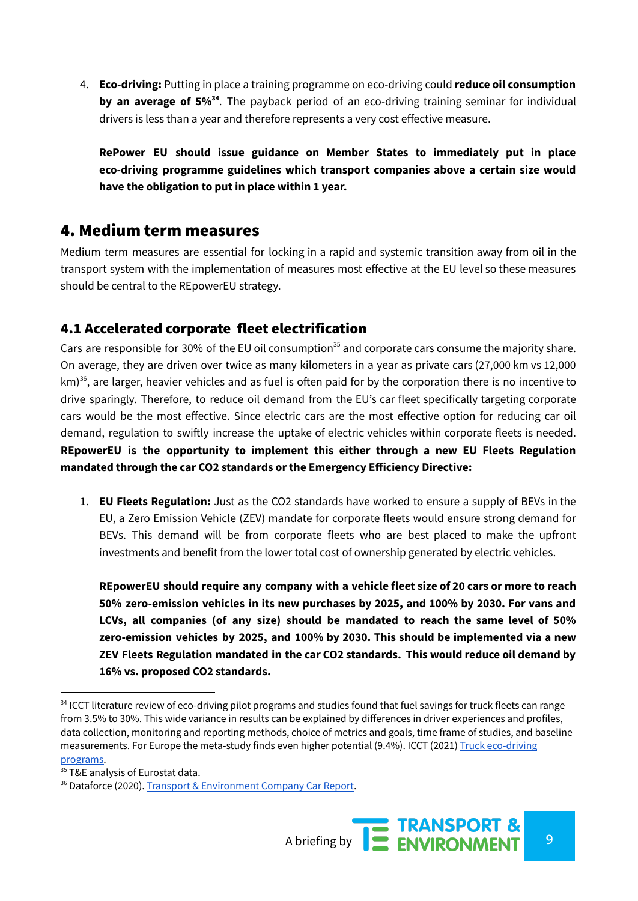4. **Eco-driving:** Putting in place a training programme on eco-driving could **reduce oil consumption by an average of 5%**[34]. The payback period of an eco-driving training seminar for individual drivers is less than a year and therefore represents a very cost effective measure.

   **RePower EU should issue guidance on Member States to immediately put in place eco-driving programme guidelines which transport companies above a certain size would have the obligation to put in place within 1 year.**

## 4. Medium term measures

Medium term measures are essential for locking in a rapid and systemic transition away from oil in the transport system with the implementation of measures most effective at the EU level so these measures should be central to the REpowerEU strategy.

### 4.1 Accelerated corporate fleet electrification

Cars are responsible for 30% of the EU oil consumption[35] and corporate cars consume the majority share. On average, they are driven over twice as many kilometers in a year as private cars (27,000 km vs 12,000 km)[36], are larger, heavier vehicles and as fuel is often paid for by the corporation there is no incentive to drive sparingly. Therefore, to reduce oil demand from the EU's car fleet specifically targeting corporate cars would be the most effective. Since electric cars are the most effective option for reducing car oil demand, regulation to swiftly increase the uptake of electric vehicles within corporate fleets is needed. **REpowerEU is the opportunity to implement this either through a new EU Fleets Regulation mandated through the car CO2 standards or the Emergency Efficiency Directive:**

1. **EU Fleets Regulation:** Just as the CO2 standards have worked to ensure a supply of BEVs in the EU, a Zero Emission Vehicle (ZEV) mandate for corporate fleets would ensure strong demand for BEVs. This demand will be from corporate fleets who are best placed to make the upfront investments and benefit from the lower total cost of ownership generated by electric vehicles.

   **REpowerEU should require any company with a vehicle fleet size of 20 cars or more to reach 50% zero-emission vehicles in its new purchases by 2025, and 100% by 2030. For vans and LCVs, all companies (of any size) should be mandated to reach the same level of 50% zero-emission vehicles by 2025, and 100% by 2030. This should be implemented via a new ZEV Fleets Regulation mandated in the car CO2 standards. This would reduce oil demand by 16% vs. proposed CO2 standards.**

---

[34] ICCT literature review of eco-driving pilot programs and studies found that fuel savings for truck fleets can range from 3.5% to 30%. This wide variance in results can be explained by differences in driver experiences and profiles, data collection, monitoring and reporting methods, choice of metrics and goals, time frame of studies, and baseline measurements. For Europe the meta-study finds even higher potential (9.4%). ICCT (2021) Truck eco-driving programs.

[35] T&E analysis of Eurostat data.

[36] Dataforce (2020). Transport & Environment Company Car Report.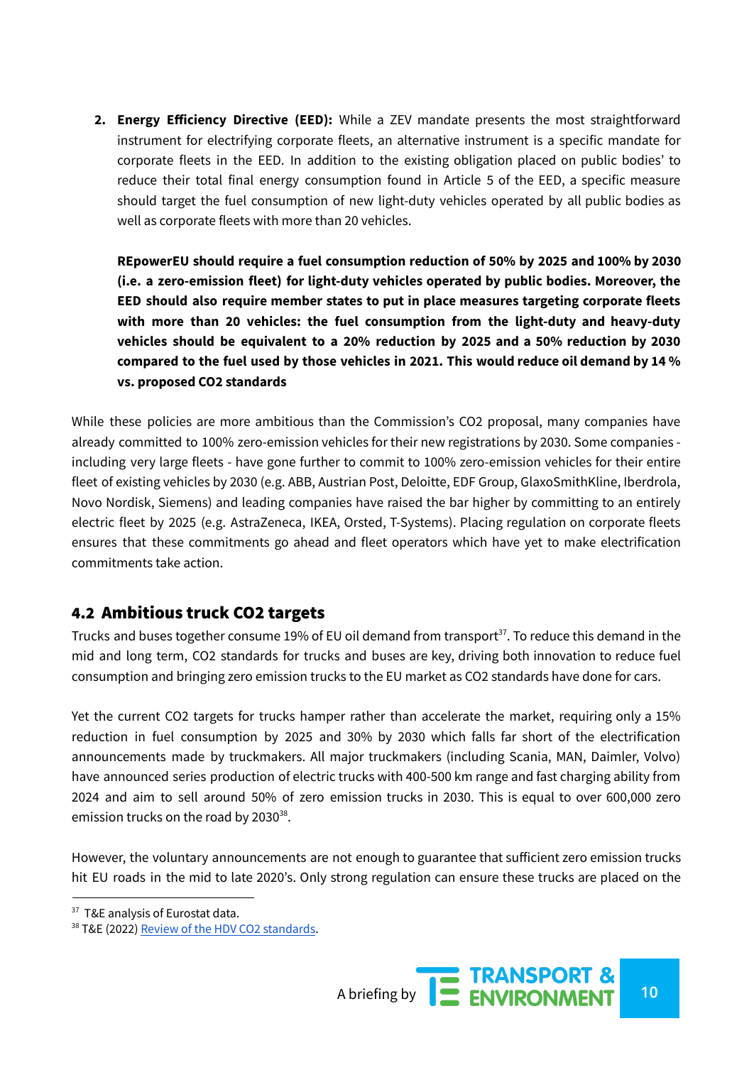2. **Energy Efficiency Directive (EED):** While a ZEV mandate presents the most straightforward instrument for electrifying corporate fleets, an alternative instrument is a specific mandate for corporate fleets in the EED. In addition to the existing obligation placed on public bodies' to reduce their total final energy consumption found in Article 5 of the EED, a specific measure should target the fuel consumption of new light-duty vehicles operated by all public bodies as well as corporate fleets with more than 20 vehicles.

   **REpowerEU should require a fuel consumption reduction of 50% by 2025 and 100% by 2030 (i.e. a zero-emission fleet) for light-duty vehicles operated by public bodies. Moreover, the EED should also require member states to put in place measures targeting corporate fleets with more than 20 vehicles: the fuel consumption from the light-duty and heavy-duty vehicles should be equivalent to a 20% reduction by 2025 and a 50% reduction by 2030 compared to the fuel used by those vehicles in 2021. This would reduce oil demand by 14 % vs. proposed CO2 standards**

While these policies are more ambitious than the Commission's CO2 proposal, many companies have already committed to 100% zero-emission vehicles for their new registrations by 2030. Some companies - including very large fleets - have gone further to commit to 100% zero-emission vehicles for their entire fleet of existing vehicles by 2030 (e.g. ABB, Austrian Post, Deloitte, EDF Group, GlaxoSmithKline, Iberdrola, Novo Nordisk, Siemens) and leading companies have raised the bar higher by committing to an entirely electric fleet by 2025 (e.g. AstraZeneca, IKEA, Orsted, T-Systems). Placing regulation on corporate fleets ensures that these commitments go ahead and fleet operators which have yet to make electrification commitments take action.

## 4.2 Ambitious truck CO2 targets

Trucks and buses together consume 19% of EU oil demand from transport[37]. To reduce this demand in the mid and long term, CO2 standards for trucks and buses are key, driving both innovation to reduce fuel consumption and bringing zero emission trucks to the EU market as CO2 standards have done for cars.

Yet the current CO2 targets for trucks hamper rather than accelerate the market, requiring only a 15% reduction in fuel consumption by 2025 and 30% by 2030 which falls far short of the electrification announcements made by truckmakers. All major truckmakers (including Scania, MAN, Daimler, Volvo) have announced series production of electric trucks with 400-500 km range and fast charging ability from 2024 and aim to sell around 50% of zero emission trucks in 2030. This is equal to over 600,000 zero emission trucks on the road by 2030[38].

However, the voluntary announcements are not enough to guarantee that sufficient zero emission trucks hit EU roads in the mid to late 2020's. Only strong regulation can ensure these trucks are placed on the

[37] T&E analysis of Eurostat data.

[38] T&E (2022) Review of the HDV CO2 standards.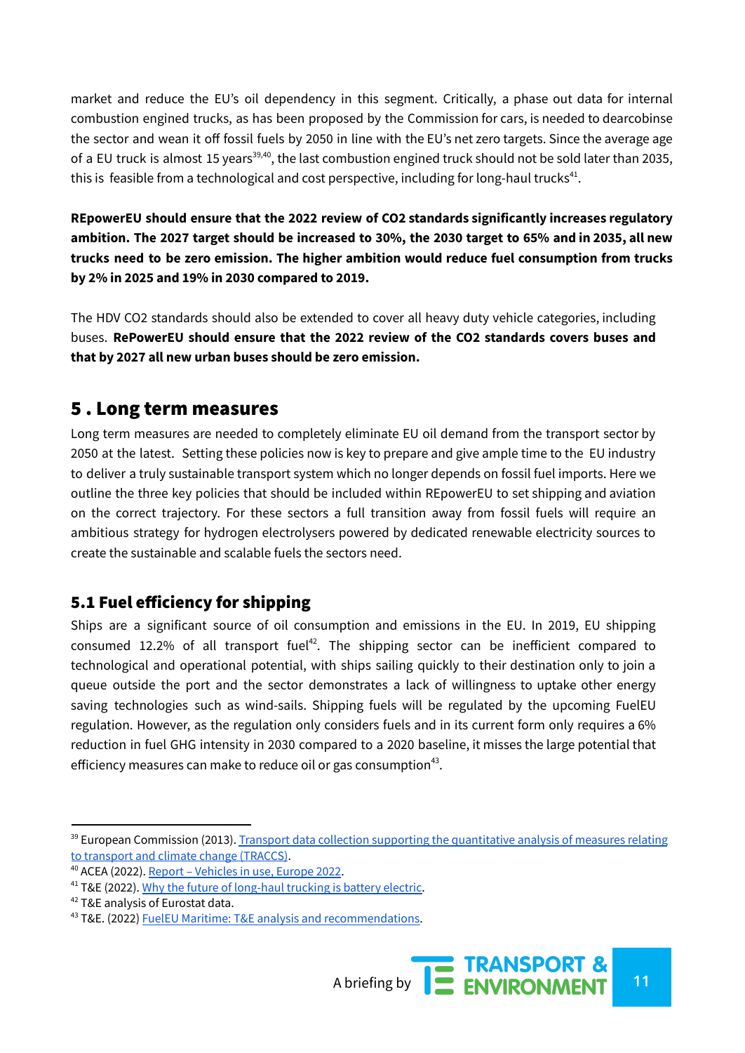market and reduce the EU's oil dependency in this segment. Critically, a phase out data for internal combustion engined trucks, as has been proposed by the Commission for cars, is needed to dearcobinse the sector and wean it off fossil fuels by 2050 in line with the EU's net zero targets. Since the average age of a EU truck is almost 15 years[39,40], the last combustion engined truck should not be sold later than 2035, this is feasible from a technological and cost perspective, including for long-haul trucks[41].

**REpowerEU should ensure that the 2022 review of CO2 standards significantly increases regulatory ambition. The 2027 target should be increased to 30%, the 2030 target to 65% and in 2035, all new trucks need to be zero emission. The higher ambition would reduce fuel consumption from trucks by 2% in 2025 and 19% in 2030 compared to 2019.**

The HDV CO2 standards should also be extended to cover all heavy duty vehicle categories, including buses. **RePowerEU should ensure that the 2022 review of the CO2 standards covers buses and that by 2027 all new urban buses should be zero emission.**

## 5 . Long term measures

Long term measures are needed to completely eliminate EU oil demand from the transport sector by 2050 at the latest. Setting these policies now is key to prepare and give ample time to the EU industry to deliver a truly sustainable transport system which no longer depends on fossil fuel imports. Here we outline the three key policies that should be included within REpowerEU to set shipping and aviation on the correct trajectory. For these sectors a full transition away from fossil fuels will require an ambitious strategy for hydrogen electrolysers powered by dedicated renewable electricity sources to create the sustainable and scalable fuels the sectors need.

### 5.1 Fuel efficiency for shipping

Ships are a significant source of oil consumption and emissions in the EU. In 2019, EU shipping consumed 12.2% of all transport fuel[42]. The shipping sector can be inefficient compared to technological and operational potential, with ships sailing quickly to their destination only to join a queue outside the port and the sector demonstrates a lack of willingness to uptake other energy saving technologies such as wind-sails. Shipping fuels will be regulated by the upcoming FuelEU regulation. However, as the regulation only considers fuels and in its current form only requires a 6% reduction in fuel GHG intensity in 2030 compared to a 2020 baseline, it misses the large potential that efficiency measures can make to reduce oil or gas consumption[43].

---

[39] European Commission (2013). Transport data collection supporting the quantitative analysis of measures relating to transport and climate change (TRACCS).

[40] ACEA (2022). Report – Vehicles in use, Europe 2022.

[41] T&E (2022). Why the future of long-haul trucking is battery electric.

[42] T&E analysis of Eurostat data.

[43] T&E. (2022) FuelEU Maritime: T&E analysis and recommendations.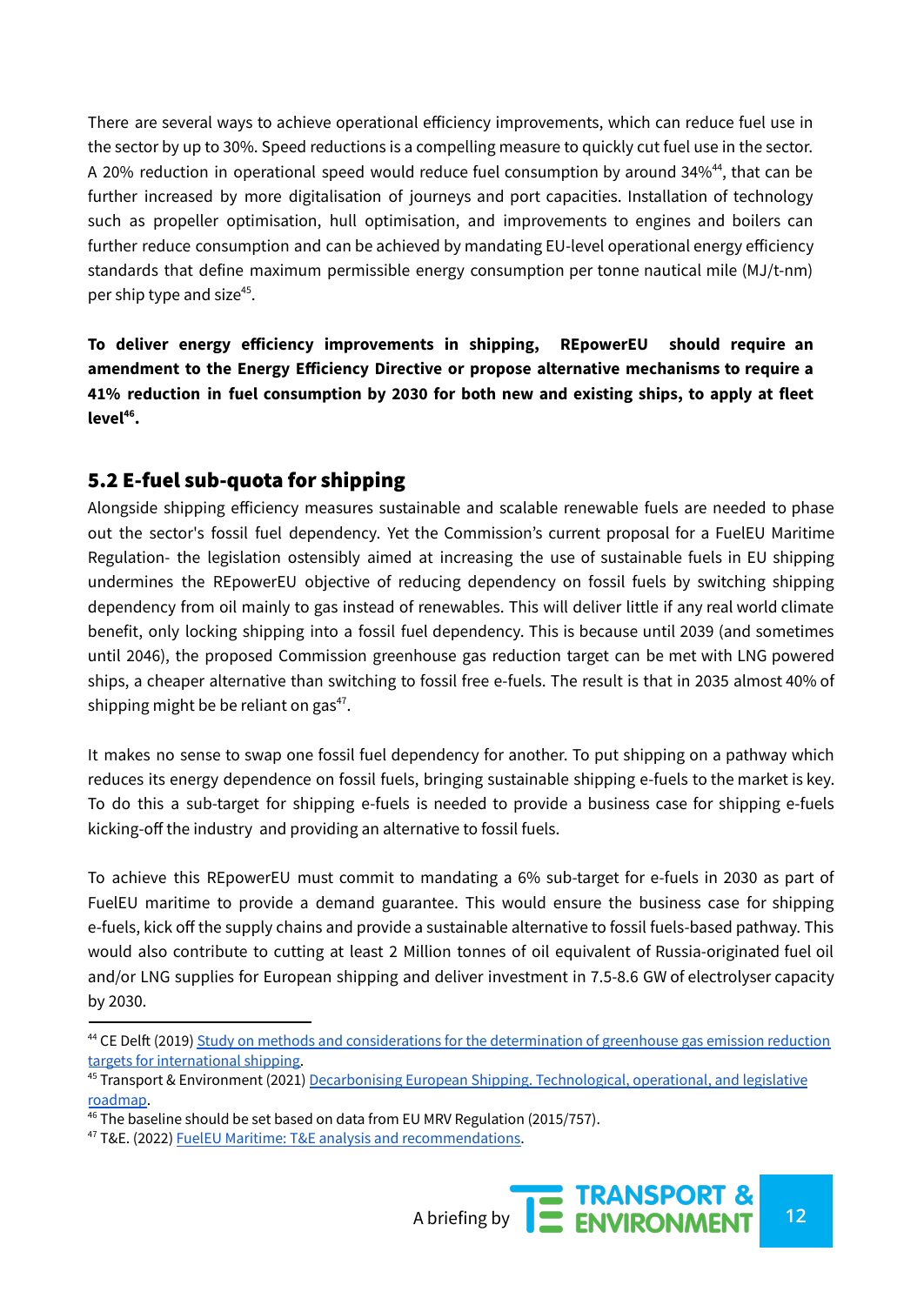There are several ways to achieve operational efficiency improvements, which can reduce fuel use in the sector by up to 30%. Speed reductions is a compelling measure to quickly cut fuel use in the sector. A 20% reduction in operational speed would reduce fuel consumption by around 34%[44], that can be further increased by more digitalisation of journeys and port capacities. Installation of technology such as propeller optimisation, hull optimisation, and improvements to engines and boilers can further reduce consumption and can be achieved by mandating EU-level operational energy efficiency standards that define maximum permissible energy consumption per tonne nautical mile (MJ/t-nm) per ship type and size[45].

**To deliver energy efficiency improvements in shipping, REpowerEU should require an amendment to the Energy Efficiency Directive or propose alternative mechanisms to require a 41% reduction in fuel consumption by 2030 for both new and existing ships, to apply at fleet level[46].**

## 5.2 E-fuel sub-quota for shipping

Alongside shipping efficiency measures sustainable and scalable renewable fuels are needed to phase out the sector's fossil fuel dependency. Yet the Commission's current proposal for a FuelEU Maritime Regulation- the legislation ostensibly aimed at increasing the use of sustainable fuels in EU shipping undermines the REpowerEU objective of reducing dependency on fossil fuels by switching shipping dependency from oil mainly to gas instead of renewables. This will deliver little if any real world climate benefit, only locking shipping into a fossil fuel dependency. This is because until 2039 (and sometimes until 2046), the proposed Commission greenhouse gas reduction target can be met with LNG powered ships, a cheaper alternative than switching to fossil free e-fuels. The result is that in 2035 almost 40% of shipping might be be reliant on gas[47].

It makes no sense to swap one fossil fuel dependency for another. To put shipping on a pathway which reduces its energy dependence on fossil fuels, bringing sustainable shipping e-fuels to the market is key. To do this a sub-target for shipping e-fuels is needed to provide a business case for shipping e-fuels kicking-off the industry and providing an alternative to fossil fuels.

To achieve this REpowerEU must commit to mandating a 6% sub-target for e-fuels in 2030 as part of FuelEU maritime to provide a demand guarantee. This would ensure the business case for shipping e-fuels, kick off the supply chains and provide a sustainable alternative to fossil fuels-based pathway. This would also contribute to cutting at least 2 Million tonnes of oil equivalent of Russia-originated fuel oil and/or LNG supplies for European shipping and deliver investment in 7.5-8.6 GW of electrolyser capacity by 2030.

---

[44] CE Delft (2019) Study on methods and considerations for the determination of greenhouse gas emission reduction targets for international shipping.

[45] Transport & Environment (2021) Decarbonising European Shipping. Technological, operational, and legislative roadmap.

[46] The baseline should be set based on data from EU MRV Regulation (2015/757).

[47] T&E. (2022) FuelEU Maritime: T&E analysis and recommendations.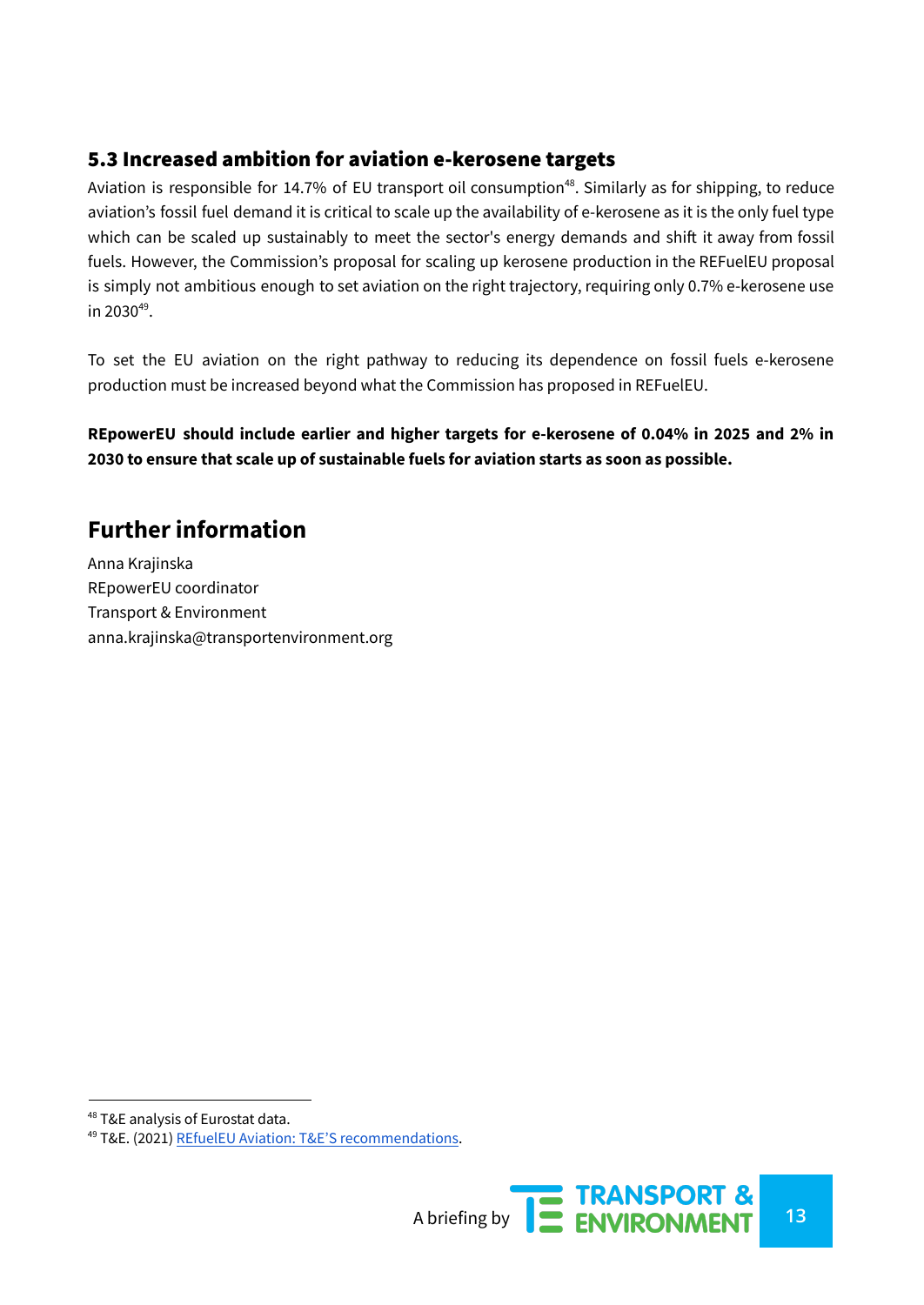### 5.3 Increased ambition for aviation e-kerosene targets

Aviation is responsible for 14.7% of EU transport oil consumption[48]. Similarly as for shipping, to reduce aviation's fossil fuel demand it is critical to scale up the availability of e-kerosene as it is the only fuel type which can be scaled up sustainably to meet the sector's energy demands and shift it away from fossil fuels. However, the Commission's proposal for scaling up kerosene production in the REFuelEU proposal is simply not ambitious enough to set aviation on the right trajectory, requiring only 0.7% e-kerosene use in 2030[49].

To set the EU aviation on the right pathway to reducing its dependence on fossil fuels e-kerosene production must be increased beyond what the Commission has proposed in REFuelEU.

**REpowerEU should include earlier and higher targets for e-kerosene of 0.04% in 2025 and 2% in 2030 to ensure that scale up of sustainable fuels for aviation starts as soon as possible.**

## Further information

Anna Krajinska
REpowerEU coordinator
Transport & Environment
anna.krajinska@transportenvironment.org

---

[48] T&E analysis of Eurostat data.

[49] T&E. (2021) REfuelEU Aviation: T&E'S recommendations.